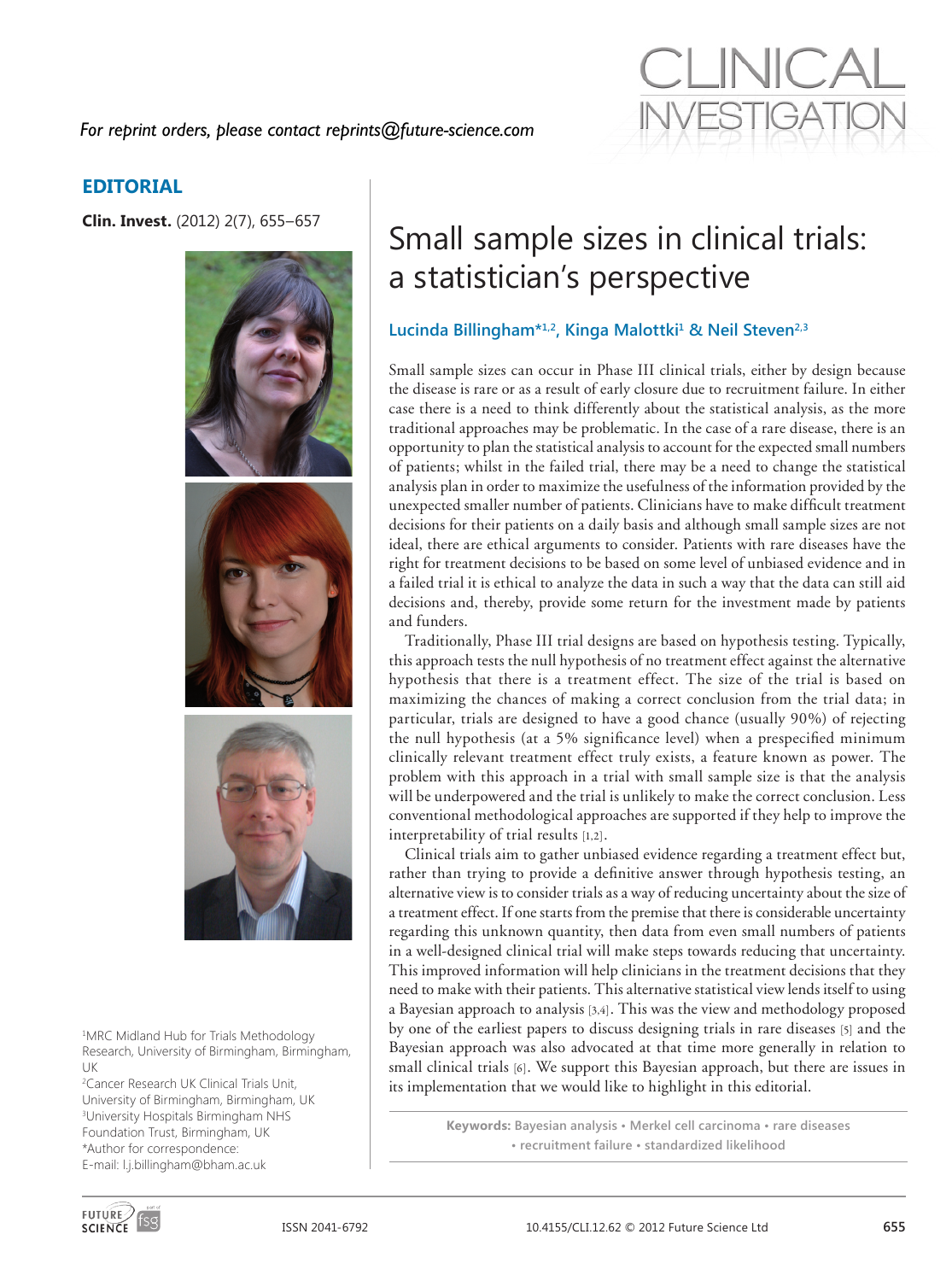For reprint orders, please contact reprints@future-science.com

**EDITORIAL**

# Small sample sizes in clinical trials: a statistician's perspective

**Lucinda Billingham*[1,2], Kinga Malottki[1] & Neil Steven[2,3]**

Small sample sizes can occur in Phase III clinical trials, either by design because the disease is rare or as a result of early closure due to recruitment failure. In either case there is a need to think differently about the statistical analysis, as the more traditional approaches may be problematic. In the case of a rare disease, there is an opportunity to plan the statistical analysis to account for the expected small numbers of patients; whilst in the failed trial, there may be a need to change the statistical analysis plan in order to maximize the usefulness of the information provided by the unexpected smaller number of patients. Clinicians have to make difficult treatment decisions for their patients on a daily basis and although small sample sizes are not ideal, there are ethical arguments to consider. Patients with rare diseases have the right for treatment decisions to be based on some level of unbiased evidence and in a failed trial it is ethical to analyze the data in such a way that the data can still aid decisions and, thereby, provide some return for the investment made by patients and funders.

Traditionally, Phase III trial designs are based on hypothesis testing. Typically, this approach tests the null hypothesis of no treatment effect against the alternative hypothesis that there is a treatment effect. The size of the trial is based on maximizing the chances of making a correct conclusion from the trial data; in particular, trials are designed to have a good chance (usually 90%) of rejecting the null hypothesis (at a 5% significance level) when a prespecified minimum clinically relevant treatment effect truly exists, a feature known as power. The problem with this approach in a trial with small sample size is that the analysis will be underpowered and the trial is unlikely to make the correct conclusion. Less conventional methodological approaches are supported if they help to improve the interpretability of trial results [1,2].

Clinical trials aim to gather unbiased evidence regarding a treatment effect but, rather than trying to provide a definitive answer through hypothesis testing, an alternative view is to consider trials as a way of reducing uncertainty about the size of a treatment effect. If one starts from the premise that there is considerable uncertainty regarding this unknown quantity, then data from even small numbers of patients in a well-designed clinical trial will make steps towards reducing that uncertainty. This improved information will help clinicians in the treatment decisions that they need to make with their patients. This alternative statistical view lends itself to using a Bayesian approach to analysis [3,4]. This was the view and methodology proposed by one of the earliest papers to discuss designing trials in rare diseases [5] and the Bayesian approach was also advocated at that time more generally in relation to small clinical trials [6]. We support this Bayesian approach, but there are issues in its implementation that we would like to highlight in this editorial.

**Keywords:** Bayesian analysis • Merkel cell carcinoma • rare diseases • recruitment failure • standardized likelihood

[1]MRC Midland Hub for Trials Methodology Research, University of Birmingham, Birmingham, UK
[2]Cancer Research UK Clinical Trials Unit, University of Birmingham, Birmingham, UK
[3]University Hospitals Birmingham NHS Foundation Trust, Birmingham, UK
*Author for correspondence:
E-mail: l.j.billingham@bham.ac.uk

ISSN 2041-6792 10.4155/CLI.12.62 © 2012 Future Science Ltd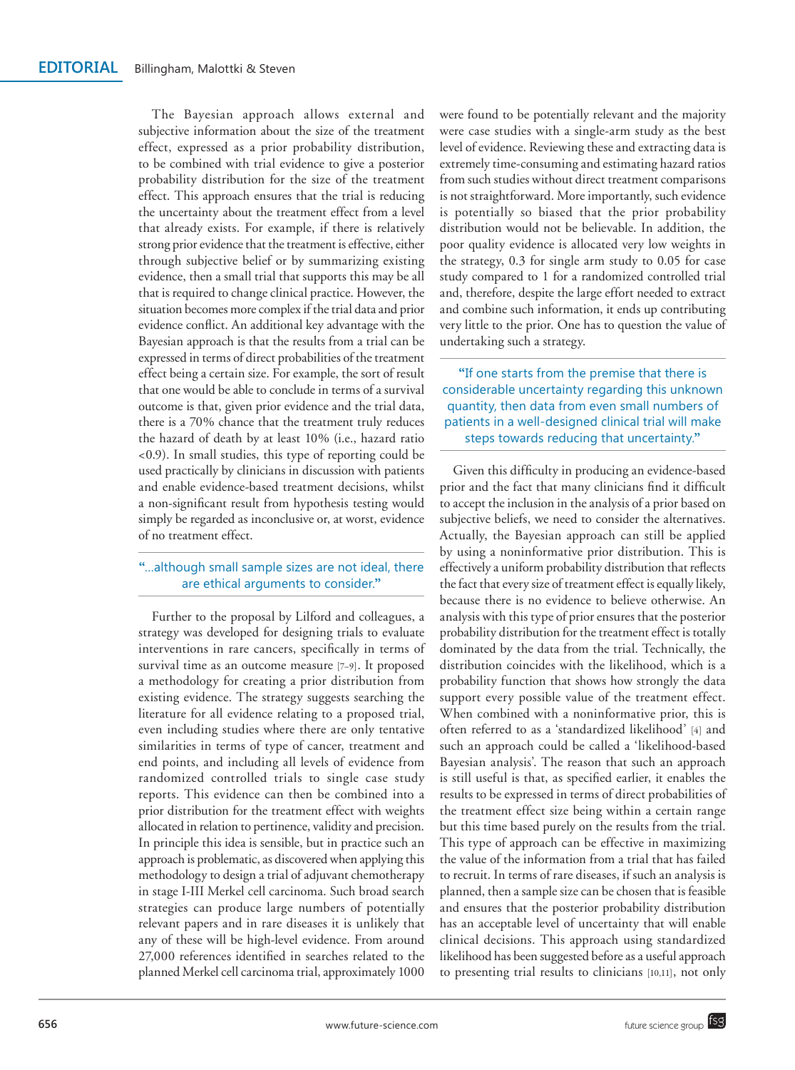The Bayesian approach allows external and subjective information about the size of the treatment effect, expressed as a prior probability distribution, to be combined with trial evidence to give a posterior probability distribution for the size of the treatment effect. This approach ensures that the trial is reducing the uncertainty about the treatment effect from a level that already exists. For example, if there is relatively strong prior evidence that the treatment is effective, either through subjective belief or by summarizing existing evidence, then a small trial that supports this may be all that is required to change clinical practice. However, the situation becomes more complex if the trial data and prior evidence conflict. An additional key advantage with the Bayesian approach is that the results from a trial can be expressed in terms of direct probabilities of the treatment effect being a certain size. For example, the sort of result that one would be able to conclude in terms of a survival outcome is that, given prior evidence and the trial data, there is a 70% chance that the treatment truly reduces the hazard of death by at least 10% (i.e., hazard ratio <0.9). In small studies, this type of reporting could be used practically by clinicians in discussion with patients and enable evidence-based treatment decisions, whilst a non-significant result from hypothesis testing would simply be regarded as inconclusive or, at worst, evidence of no treatment effect.

> "...although small sample sizes are not ideal, there are ethical arguments to consider."

Further to the proposal by Lilford and colleagues, a strategy was developed for designing trials to evaluate interventions in rare cancers, specifically in terms of survival time as an outcome measure [7–9]. It proposed a methodology for creating a prior distribution from existing evidence. The strategy suggests searching the literature for all evidence relating to a proposed trial, even including studies where there are only tentative similarities in terms of type of cancer, treatment and end points, and including all levels of evidence from randomized controlled trials to single case study reports. This evidence can then be combined into a prior distribution for the treatment effect with weights allocated in relation to pertinence, validity and precision. In principle this idea is sensible, but in practice such an approach is problematic, as discovered when applying this methodology to design a trial of adjuvant chemotherapy in stage I-III Merkel cell carcinoma. Such broad search strategies can produce large numbers of potentially relevant papers and in rare diseases it is unlikely that any of these will be high-level evidence. From around 27,000 references identified in searches related to the planned Merkel cell carcinoma trial, approximately 1000 were found to be potentially relevant and the majority were case studies with a single-arm study as the best level of evidence. Reviewing these and extracting data is extremely time-consuming and estimating hazard ratios from such studies without direct treatment comparisons is not straightforward. More importantly, such evidence is potentially so biased that the prior probability distribution would not be believable. In addition, the poor quality evidence is allocated very low weights in the strategy, 0.3 for single arm study to 0.05 for case study compared to 1 for a randomized controlled trial and, therefore, despite the large effort needed to extract and combine such information, it ends up contributing very little to the prior. One has to question the value of undertaking such a strategy.

> "If one starts from the premise that there is considerable uncertainty regarding this unknown quantity, then data from even small numbers of patients in a well-designed clinical trial will make steps towards reducing that uncertainty."

Given this difficulty in producing an evidence-based prior and the fact that many clinicians find it difficult to accept the inclusion in the analysis of a prior based on subjective beliefs, we need to consider the alternatives. Actually, the Bayesian approach can still be applied by using a noninformative prior distribution. This is effectively a uniform probability distribution that reflects the fact that every size of treatment effect is equally likely, because there is no evidence to believe otherwise. An analysis with this type of prior ensures that the posterior probability distribution for the treatment effect is totally dominated by the data from the trial. Technically, the distribution coincides with the likelihood, which is a probability function that shows how strongly the data support every possible value of the treatment effect. When combined with a noninformative prior, this is often referred to as a 'standardized likelihood' [4] and such an approach could be called a 'likelihood-based Bayesian analysis'. The reason that such an approach is still useful is that, as specified earlier, it enables the results to be expressed in terms of direct probabilities of the treatment effect size being within a certain range but this time based purely on the results from the trial. This type of approach can be effective in maximizing the value of the information from a trial that has failed to recruit. In terms of rare diseases, if such an analysis is planned, then a sample size can be chosen that is feasible and ensures that the posterior probability distribution has an acceptable level of uncertainty that will enable clinical decisions. This approach using standardized likelihood has been suggested before as a useful approach to presenting trial results to clinicians [10,11], not only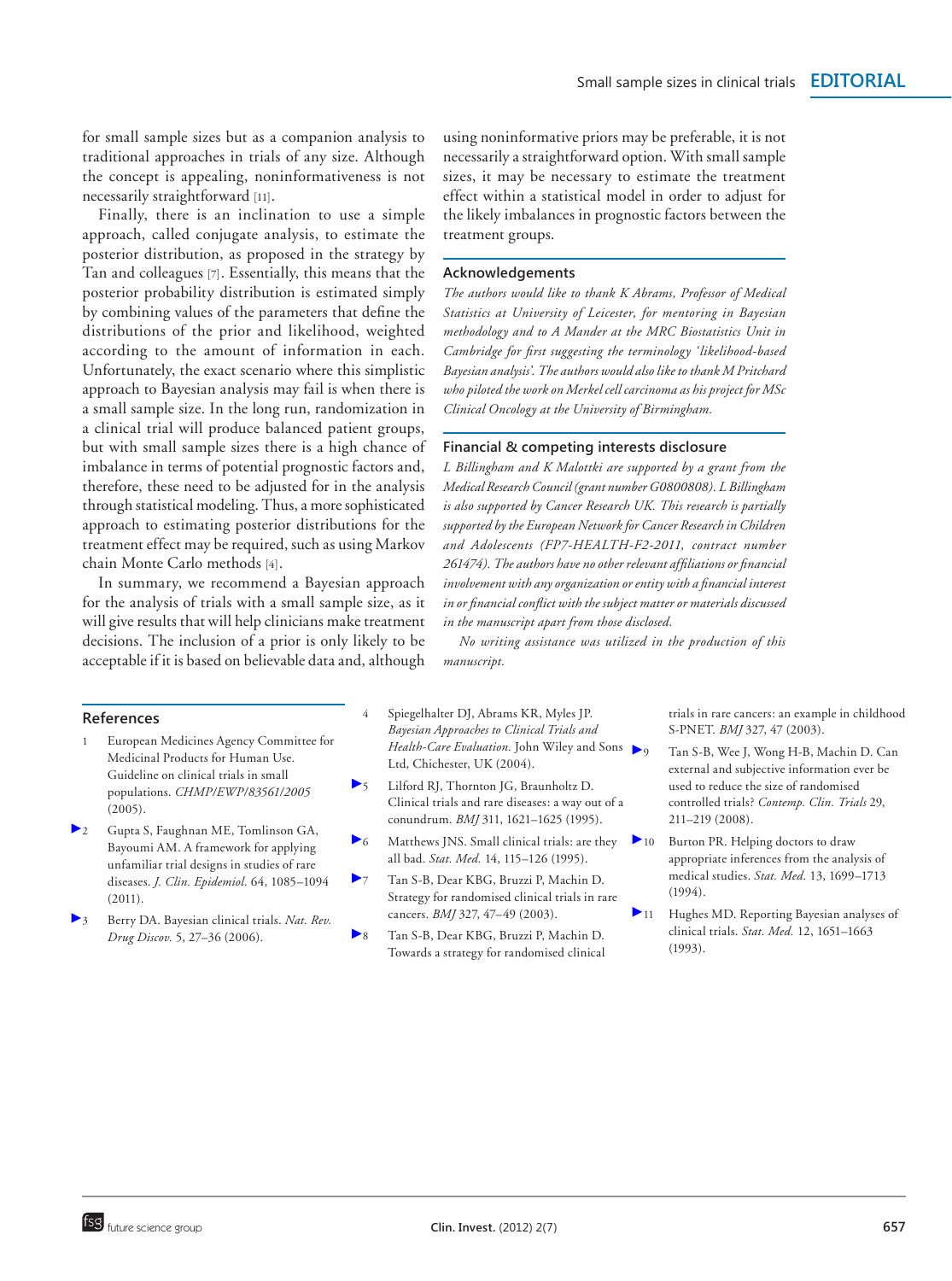for small sample sizes but as a companion analysis to traditional approaches in trials of any size. Although the concept is appealing, noninformativeness is not necessarily straightforward [11].

Finally, there is an inclination to use a simple approach, called conjugate analysis, to estimate the posterior distribution, as proposed in the strategy by Tan and colleagues [7]. Essentially, this means that the posterior probability distribution is estimated simply by combining values of the parameters that define the distributions of the prior and likelihood, weighted according to the amount of information in each. Unfortunately, the exact scenario where this simplistic approach to Bayesian analysis may fail is when there is a small sample size. In the long run, randomization in a clinical trial will produce balanced patient groups, but with small sample sizes there is a high chance of imbalance in terms of potential prognostic factors and, therefore, these need to be adjusted for in the analysis through statistical modeling. Thus, a more sophisticated approach to estimating posterior distributions for the treatment effect may be required, such as using Markov chain Monte Carlo methods [4].

In summary, we recommend a Bayesian approach for the analysis of trials with a small sample size, as it will give results that will help clinicians make treatment decisions. The inclusion of a prior is only likely to be acceptable if it is based on believable data and, although using noninformative priors may be preferable, it is not necessarily a straightforward option. With small sample sizes, it may be necessary to estimate the treatment effect within a statistical model in order to adjust for the likely imbalances in prognostic factors between the treatment groups.

## Acknowledgements

*The authors would like to thank K Abrams, Professor of Medical Statistics at University of Leicester, for mentoring in Bayesian methodology and to A Mander at the MRC Biostatistics Unit in Cambridge for first suggesting the terminology 'likelihood-based Bayesian analysis'. The authors would also like to thank M Pritchard who piloted the work on Merkel cell carcinoma as his project for MSc Clinical Oncology at the University of Birmingham.*

## Financial & competing interests disclosure

*L Billingham and K Malottki are supported by a grant from the Medical Research Council (grant number G0800808). L Billingham is also supported by Cancer Research UK. This research is partially supported by the European Network for Cancer Research in Children and Adolescents (FP7-HEALTH-F2-2011, contract number 261474). The authors have no other relevant affiliations or financial involvement with any organization or entity with a financial interest in or financial conflict with the subject matter or materials discussed in the manuscript apart from those disclosed.*

*No writing assistance was utilized in the production of this manuscript.*

## References

1. European Medicines Agency Committee for Medicinal Products for Human Use. Guideline on clinical trials in small populations. *CHMP/EWP/83561/2005* (2005).
2. Gupta S, Faughnan ME, Tomlinson GA, Bayoumi AM. A framework for applying unfamiliar trial designs in studies of rare diseases. *J. Clin. Epidemiol.* 64, 1085–1094 (2011).
3. Berry DA. Bayesian clinical trials. *Nat. Rev. Drug Discov.* 5, 27–36 (2006).
4. Spiegelhalter DJ, Abrams KR, Myles JP. *Bayesian Approaches to Clinical Trials and Health-Care Evaluation.* John Wiley and Sons Ltd, Chichester, UK (2004).
5. Lilford RJ, Thornton JG, Braunholtz D. Clinical trials and rare diseases: a way out of a conundrum. *BMJ* 311, 1621–1625 (1995).
6. Matthews JNS. Small clinical trials: are they all bad. *Stat. Med.* 14, 115–126 (1995).
7. Tan S-B, Dear KBG, Bruzzi P, Machin D. Strategy for randomised clinical trials in rare cancers. *BMJ* 327, 47–49 (2003).
8. Tan S-B, Dear KBG, Bruzzi P, Machin D. Towards a strategy for randomised clinical trials in rare cancers: an example in childhood S-PNET. *BMJ* 327, 47 (2003).
9. Tan S-B, Wee J, Wong H-B, Machin D. Can external and subjective information ever be used to reduce the size of randomised controlled trials? *Contemp. Clin. Trials* 29, 211–219 (2008).
10. Burton PR. Helping doctors to draw appropriate inferences from the analysis of medical studies. *Stat. Med.* 13, 1699–1713 (1994).
11. Hughes MD. Reporting Bayesian analyses of clinical trials. *Stat. Med.* 12, 1651–1663 (1993).